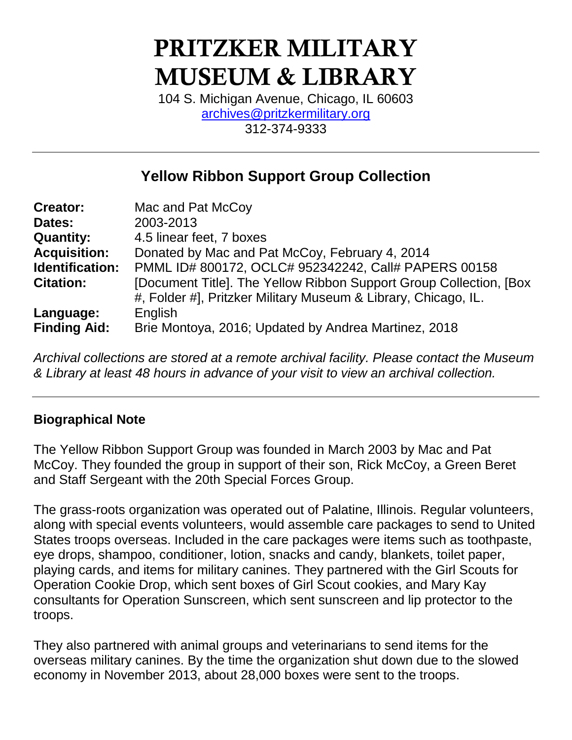# PRITZKER MILITARY MUSEUM & LIBRARY

104 S. Michigan Avenue, Chicago, IL 60603
archives@pritzkermilitary.org
312-374-9333

---

## Yellow Ribbon Support Group Collection

| | |
|---|---|
| **Creator:** | Mac and Pat McCoy |
| **Dates:** | 2003-2013 |
| **Quantity:** | 4.5 linear feet, 7 boxes |
| **Acquisition:** | Donated by Mac and Pat McCoy, February 4, 2014 |
| **Identification:** | PMML ID# 800172, OCLC# 952342242, Call# PAPERS 00158 |
| **Citation:** | [Document Title]. The Yellow Ribbon Support Group Collection, [Box #, Folder #], Pritzker Military Museum & Library, Chicago, IL. |
| **Language:** | English |
| **Finding Aid:** | Brie Montoya, 2016; Updated by Andrea Martinez, 2018 |

*Archival collections are stored at a remote archival facility. Please contact the Museum & Library at least 48 hours in advance of your visit to view an archival collection.*

---

### Biographical Note

The Yellow Ribbon Support Group was founded in March 2003 by Mac and Pat McCoy. They founded the group in support of their son, Rick McCoy, a Green Beret and Staff Sergeant with the 20th Special Forces Group.

The grass-roots organization was operated out of Palatine, Illinois. Regular volunteers, along with special events volunteers, would assemble care packages to send to United States troops overseas. Included in the care packages were items such as toothpaste, eye drops, shampoo, conditioner, lotion, snacks and candy, blankets, toilet paper, playing cards, and items for military canines. They partnered with the Girl Scouts for Operation Cookie Drop, which sent boxes of Girl Scout cookies, and Mary Kay consultants for Operation Sunscreen, which sent sunscreen and lip protector to the troops.

They also partnered with animal groups and veterinarians to send items for the overseas military canines. By the time the organization shut down due to the slowed economy in November 2013, about 28,000 boxes were sent to the troops.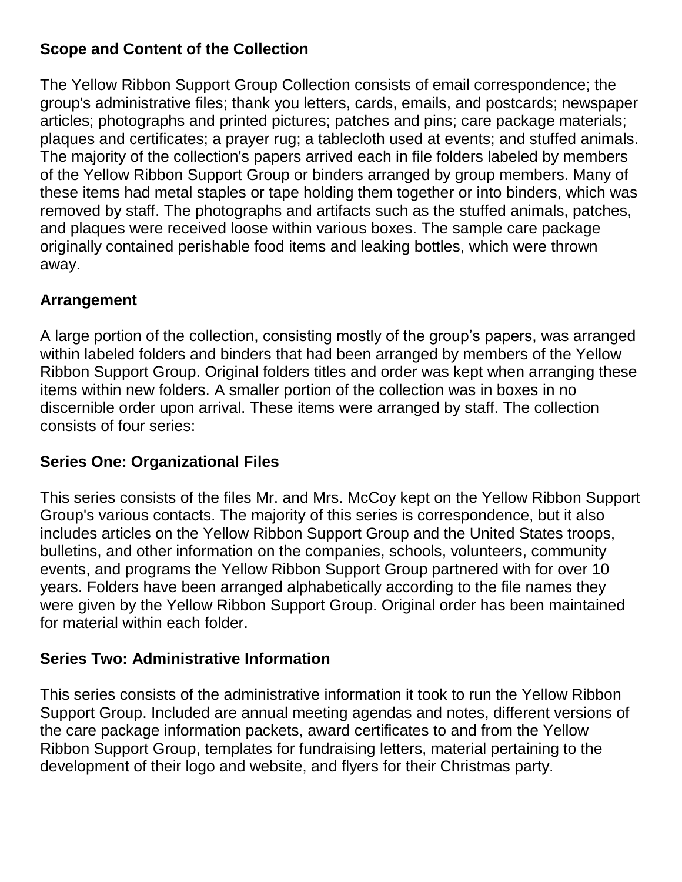## Scope and Content of the Collection

The Yellow Ribbon Support Group Collection consists of email correspondence; the group's administrative files; thank you letters, cards, emails, and postcards; newspaper articles; photographs and printed pictures; patches and pins; care package materials; plaques and certificates; a prayer rug; a tablecloth used at events; and stuffed animals. The majority of the collection's papers arrived each in file folders labeled by members of the Yellow Ribbon Support Group or binders arranged by group members. Many of these items had metal staples or tape holding them together or into binders, which was removed by staff. The photographs and artifacts such as the stuffed animals, patches, and plaques were received loose within various boxes. The sample care package originally contained perishable food items and leaking bottles, which were thrown away.

## Arrangement

A large portion of the collection, consisting mostly of the group's papers, was arranged within labeled folders and binders that had been arranged by members of the Yellow Ribbon Support Group. Original folders titles and order was kept when arranging these items within new folders. A smaller portion of the collection was in boxes in no discernible order upon arrival. These items were arranged by staff. The collection consists of four series:

### Series One: Organizational Files

This series consists of the files Mr. and Mrs. McCoy kept on the Yellow Ribbon Support Group's various contacts. The majority of this series is correspondence, but it also includes articles on the Yellow Ribbon Support Group and the United States troops, bulletins, and other information on the companies, schools, volunteers, community events, and programs the Yellow Ribbon Support Group partnered with for over 10 years. Folders have been arranged alphabetically according to the file names they were given by the Yellow Ribbon Support Group. Original order has been maintained for material within each folder.

### Series Two: Administrative Information

This series consists of the administrative information it took to run the Yellow Ribbon Support Group. Included are annual meeting agendas and notes, different versions of the care package information packets, award certificates to and from the Yellow Ribbon Support Group, templates for fundraising letters, material pertaining to the development of their logo and website, and flyers for their Christmas party.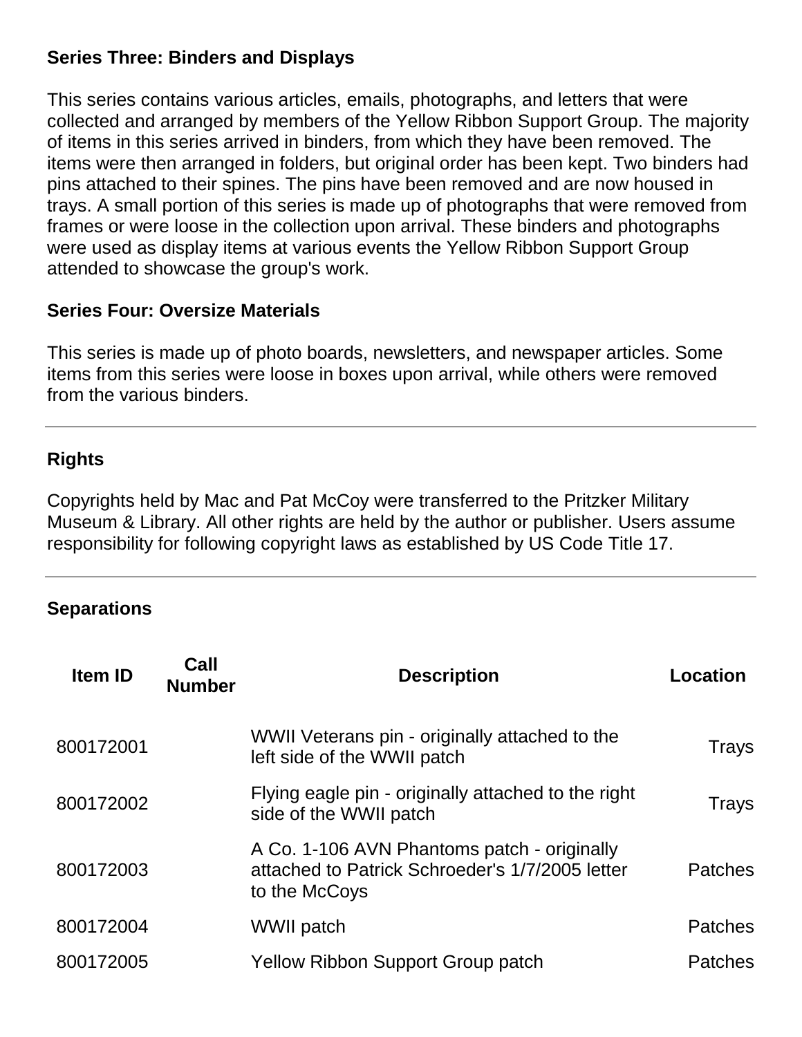### Series Three: Binders and Displays

This series contains various articles, emails, photographs, and letters that were collected and arranged by members of the Yellow Ribbon Support Group. The majority of items in this series arrived in binders, from which they have been removed. The items were then arranged in folders, but original order has been kept. Two binders had pins attached to their spines. The pins have been removed and are now housed in trays. A small portion of this series is made up of photographs that were removed from frames or were loose in the collection upon arrival. These binders and photographs were used as display items at various events the Yellow Ribbon Support Group attended to showcase the group's work.

### Series Four: Oversize Materials

This series is made up of photo boards, newsletters, and newspaper articles. Some items from this series were loose in boxes upon arrival, while others were removed from the various binders.

---

## Rights

Copyrights held by Mac and Pat McCoy were transferred to the Pritzker Military Museum & Library. All other rights are held by the author or publisher. Users assume responsibility for following copyright laws as established by US Code Title 17.

---

## Separations

| Item ID | Call Number | Description | Location |
|---|---|---|---|
| 800172001 | | WWII Veterans pin - originally attached to the left side of the WWII patch | Trays |
| 800172002 | | Flying eagle pin - originally attached to the right side of the WWII patch | Trays |
| 800172003 | | A Co. 1-106 AVN Phantoms patch - originally attached to Patrick Schroeder's 1/7/2005 letter to the McCoys | Patches |
| 800172004 | | WWII patch | Patches |
| 800172005 | | Yellow Ribbon Support Group patch | Patches |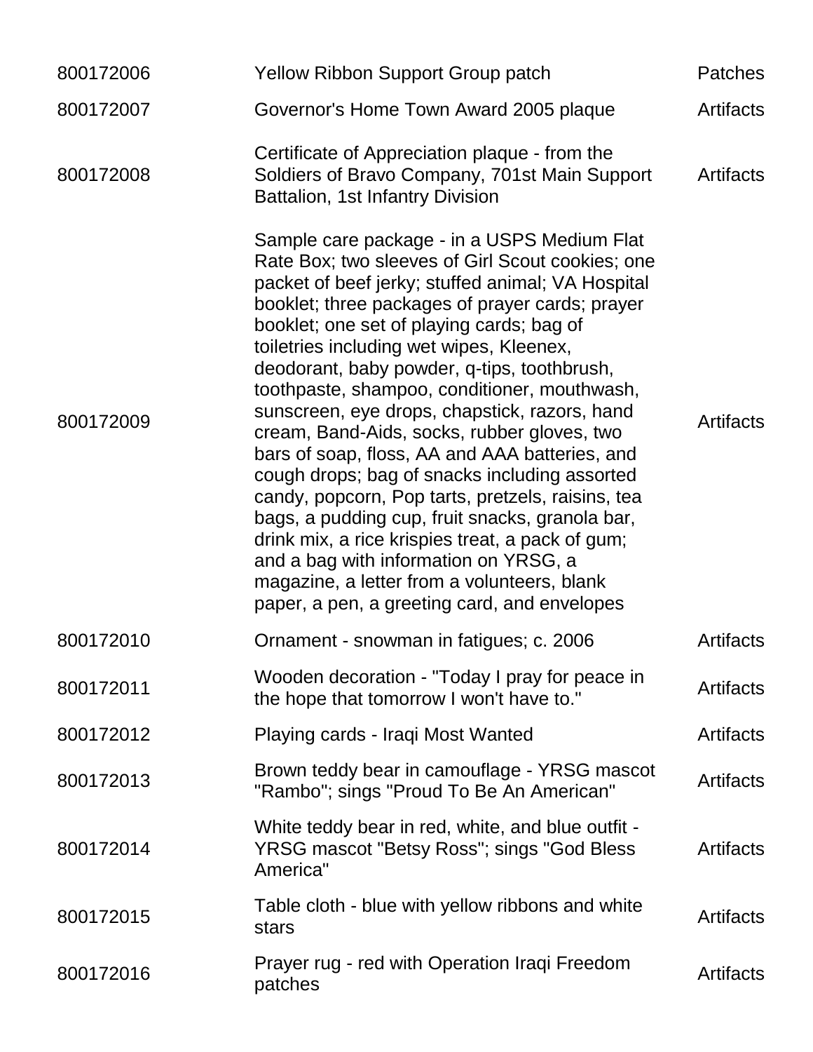| | | |
|---|---|---|
| 800172006 | Yellow Ribbon Support Group patch | Patches |
| 800172007 | Governor's Home Town Award 2005 plaque | Artifacts |
| 800172008 | Certificate of Appreciation plaque - from the Soldiers of Bravo Company, 701st Main Support Battalion, 1st Infantry Division | Artifacts |
| 800172009 | Sample care package - in a USPS Medium Flat Rate Box; two sleeves of Girl Scout cookies; one packet of beef jerky; stuffed animal; VA Hospital booklet; three packages of prayer cards; prayer booklet; one set of playing cards; bag of toiletries including wet wipes, Kleenex, deodorant, baby powder, q-tips, toothbrush, toothpaste, shampoo, conditioner, mouthwash, sunscreen, eye drops, chapstick, razors, hand cream, Band-Aids, socks, rubber gloves, two bars of soap, floss, AA and AAA batteries, and cough drops; bag of snacks including assorted candy, popcorn, Pop tarts, pretzels, raisins, tea bags, a pudding cup, fruit snacks, granola bar, drink mix, a rice krispies treat, a pack of gum; and a bag with information on YRSG, a magazine, a letter from a volunteers, blank paper, a pen, a greeting card, and envelopes | Artifacts |
| 800172010 | Ornament - snowman in fatigues; c. 2006 | Artifacts |
| 800172011 | Wooden decoration - "Today I pray for peace in the hope that tomorrow I won't have to." | Artifacts |
| 800172012 | Playing cards - Iraqi Most Wanted | Artifacts |
| 800172013 | Brown teddy bear in camouflage - YRSG mascot "Rambo"; sings "Proud To Be An American" | Artifacts |
| 800172014 | White teddy bear in red, white, and blue outfit - YRSG mascot "Betsy Ross"; sings "God Bless America" | Artifacts |
| 800172015 | Table cloth - blue with yellow ribbons and white stars | Artifacts |
| 800172016 | Prayer rug - red with Operation Iraqi Freedom patches | Artifacts |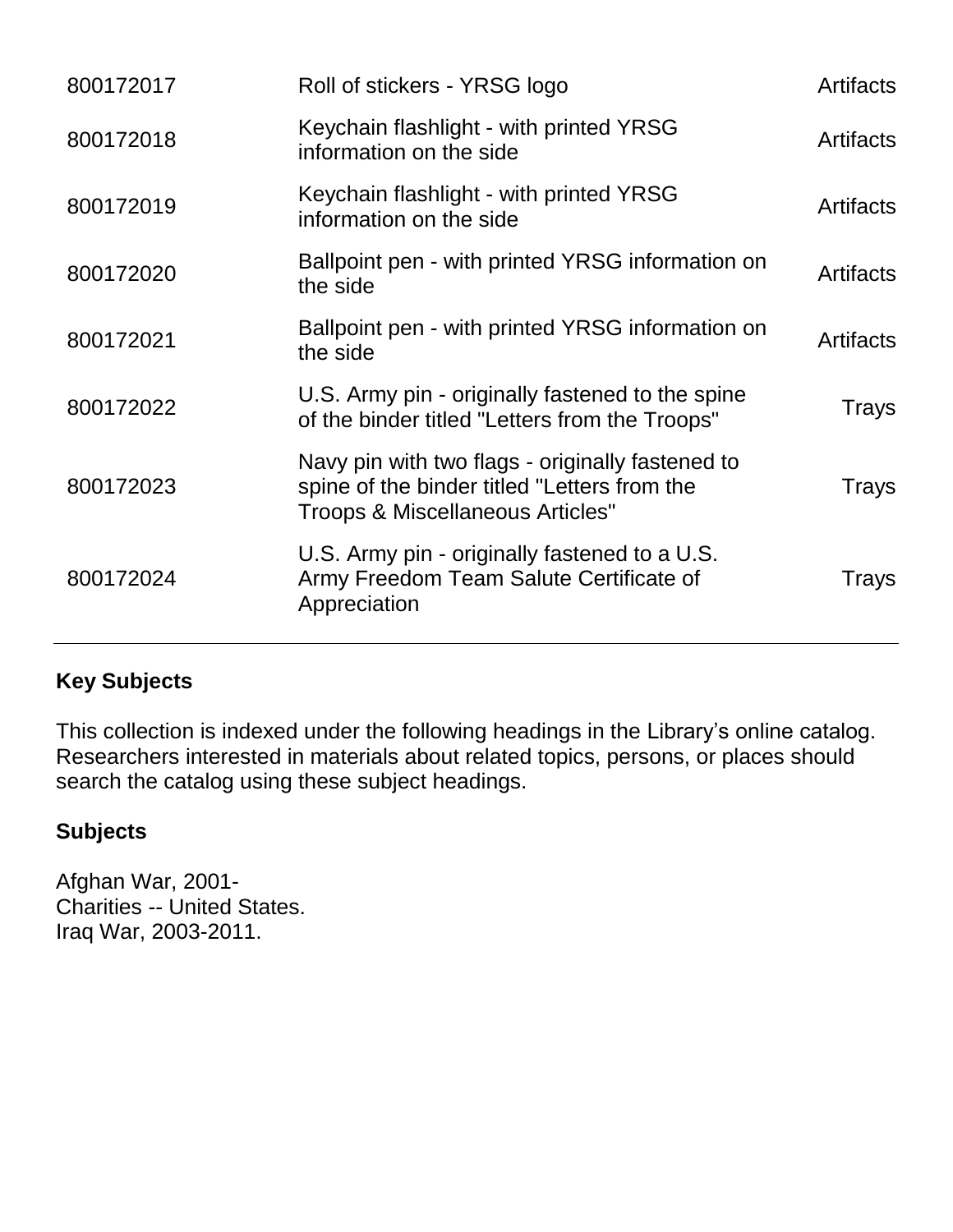| | | |
|---|---|---|
| 800172017 | Roll of stickers - YRSG logo | Artifacts |
| 800172018 | Keychain flashlight - with printed YRSG information on the side | Artifacts |
| 800172019 | Keychain flashlight - with printed YRSG information on the side | Artifacts |
| 800172020 | Ballpoint pen - with printed YRSG information on the side | Artifacts |
| 800172021 | Ballpoint pen - with printed YRSG information on the side | Artifacts |
| 800172022 | U.S. Army pin - originally fastened to the spine of the binder titled "Letters from the Troops" | Trays |
| 800172023 | Navy pin with two flags - originally fastened to spine of the binder titled "Letters from the Troops & Miscellaneous Articles" | Trays |
| 800172024 | U.S. Army pin - originally fastened to a U.S. Army Freedom Team Salute Certificate of Appreciation | Trays |

## Key Subjects

This collection is indexed under the following headings in the Library's online catalog. Researchers interested in materials about related topics, persons, or places should search the catalog using these subject headings.

### Subjects

Afghan War, 2001-
Charities -- United States.
Iraq War, 2003-2011.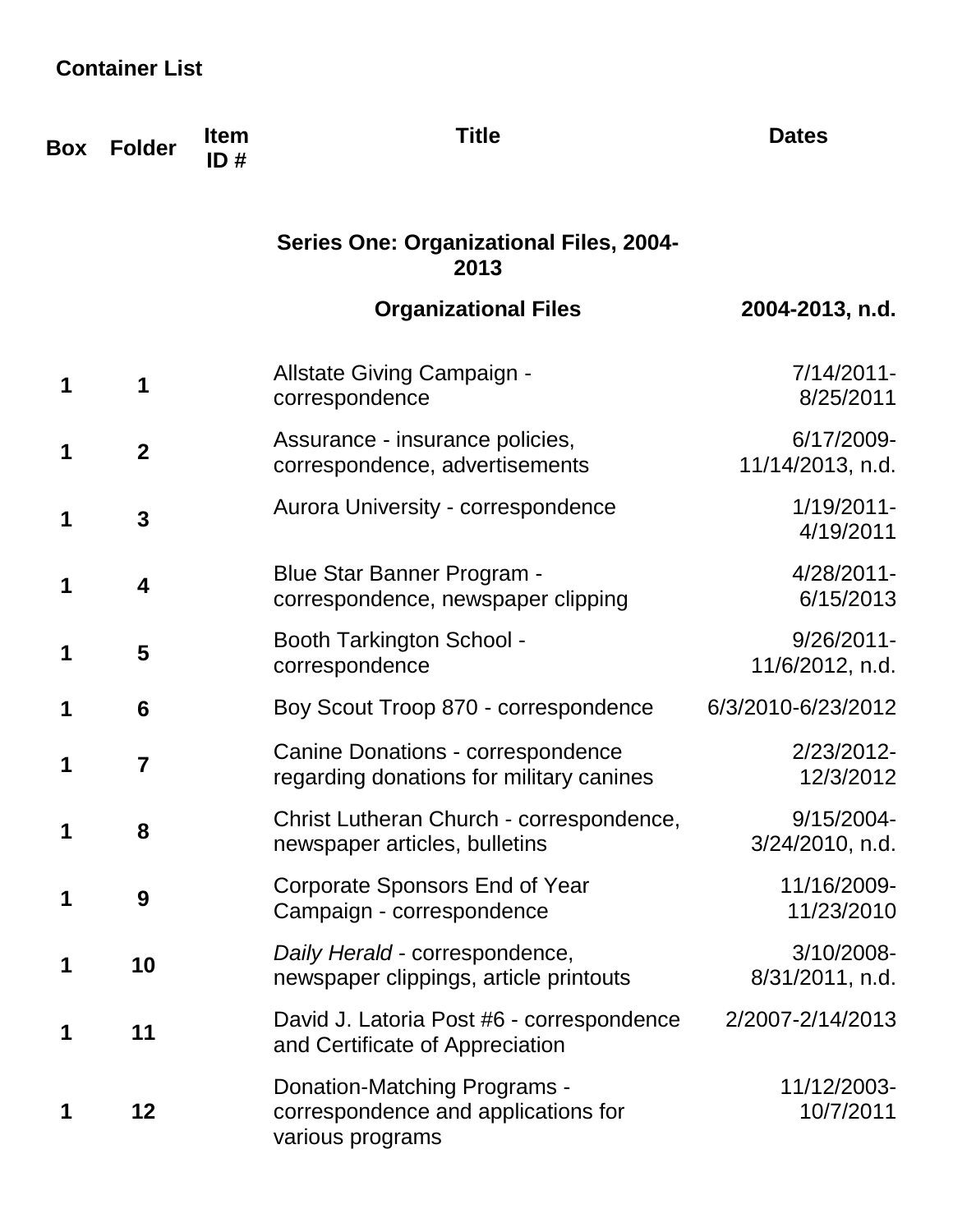## Container List

| Box | Folder | Item ID # | Title | Dates |
|---|---|---|---|---|
| | | | **Series One: Organizational Files, 2004-2013** | |
| | | | **Organizational Files** | **2004-2013, n.d.** |
| **1** | **1** | | Allstate Giving Campaign - correspondence | 7/14/2011-8/25/2011 |
| **1** | **2** | | Assurance - insurance policies, correspondence, advertisements | 6/17/2009-11/14/2013, n.d. |
| **1** | **3** | | Aurora University - correspondence | 1/19/2011-4/19/2011 |
| **1** | **4** | | Blue Star Banner Program - correspondence, newspaper clipping | 4/28/2011-6/15/2013 |
| **1** | **5** | | Booth Tarkington School - correspondence | 9/26/2011-11/6/2012, n.d. |
| **1** | **6** | | Boy Scout Troop 870 - correspondence | 6/3/2010-6/23/2012 |
| **1** | **7** | | Canine Donations - correspondence regarding donations for military canines | 2/23/2012-12/3/2012 |
| **1** | **8** | | Christ Lutheran Church - correspondence, newspaper articles, bulletins | 9/15/2004-3/24/2010, n.d. |
| **1** | **9** | | Corporate Sponsors End of Year Campaign - correspondence | 11/16/2009-11/23/2010 |
| **1** | **10** | | *Daily Herald* - correspondence, newspaper clippings, article printouts | 3/10/2008-8/31/2011, n.d. |
| **1** | **11** | | David J. Latoria Post #6 - correspondence and Certificate of Appreciation | 2/2007-2/14/2013 |
| **1** | **12** | | Donation-Matching Programs - correspondence and applications for various programs | 11/12/2003-10/7/2011 |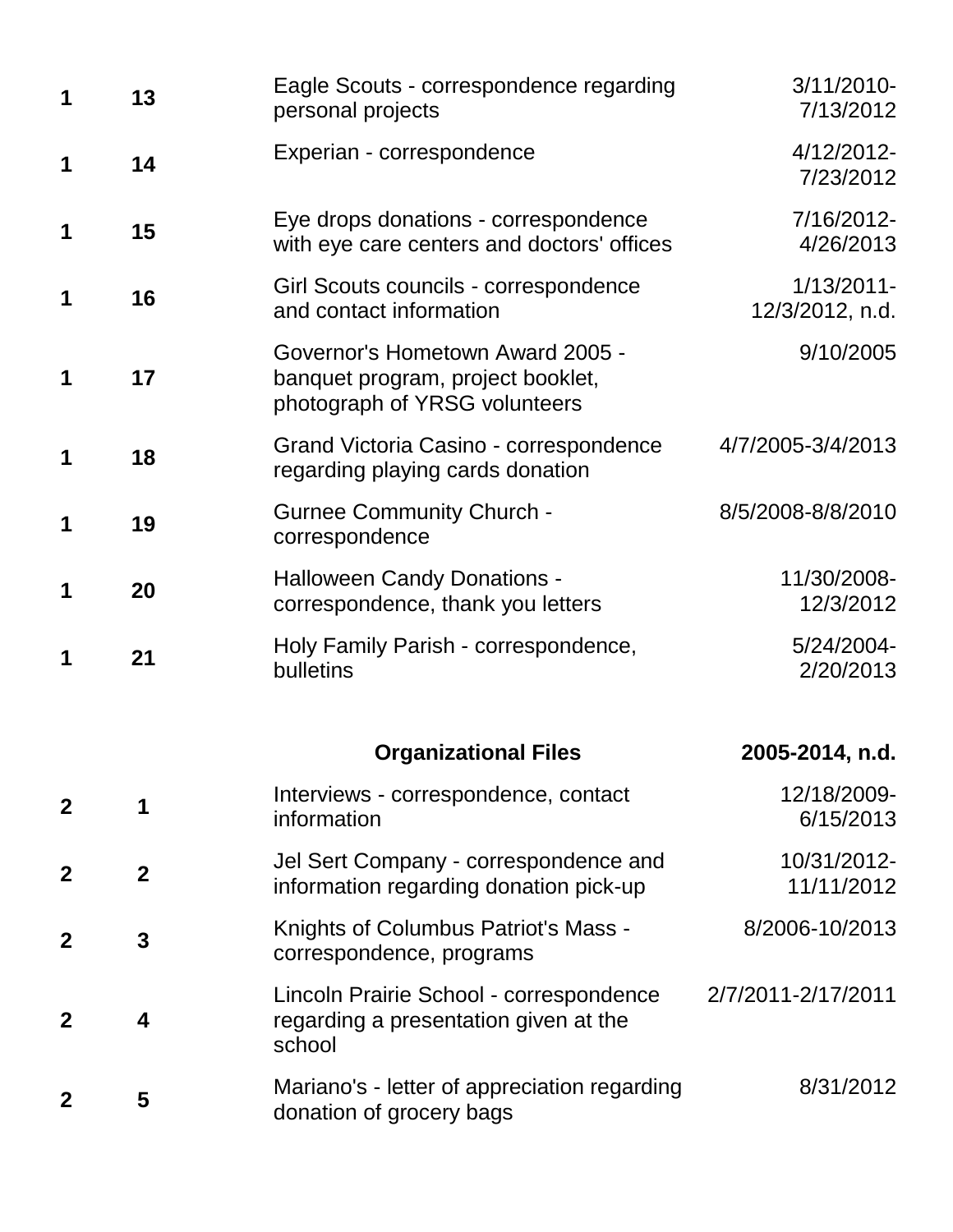| Box | Folder | Description | Dates |
|---|---|---|---|
| **1** | **13** | Eagle Scouts - correspondence regarding personal projects | 3/11/2010-7/13/2012 |
| **1** | **14** | Experian - correspondence | 4/12/2012-7/23/2012 |
| **1** | **15** | Eye drops donations - correspondence with eye care centers and doctors' offices | 7/16/2012-4/26/2013 |
| **1** | **16** | Girl Scouts councils - correspondence and contact information | 1/13/2011-12/3/2012, n.d. |
| **1** | **17** | Governor's Hometown Award 2005 - banquet program, project booklet, photograph of YRSG volunteers | 9/10/2005 |
| **1** | **18** | Grand Victoria Casino - correspondence regarding playing cards donation | 4/7/2005-3/4/2013 |
| **1** | **19** | Gurnee Community Church - correspondence | 8/5/2008-8/8/2010 |
| **1** | **20** | Halloween Candy Donations - correspondence, thank you letters | 11/30/2008-12/3/2012 |
| **1** | **21** | Holy Family Parish - correspondence, bulletins | 5/24/2004-2/20/2013 |
| | | **Organizational Files** | **2005-2014, n.d.** |
| **2** | **1** | Interviews - correspondence, contact information | 12/18/2009-6/15/2013 |
| **2** | **2** | Jel Sert Company - correspondence and information regarding donation pick-up | 10/31/2012-11/11/2012 |
| **2** | **3** | Knights of Columbus Patriot's Mass - correspondence, programs | 8/2006-10/2013 |
| **2** | **4** | Lincoln Prairie School - correspondence regarding a presentation given at the school | 2/7/2011-2/17/2011 |
| **2** | **5** | Mariano's - letter of appreciation regarding donation of grocery bags | 8/31/2012 |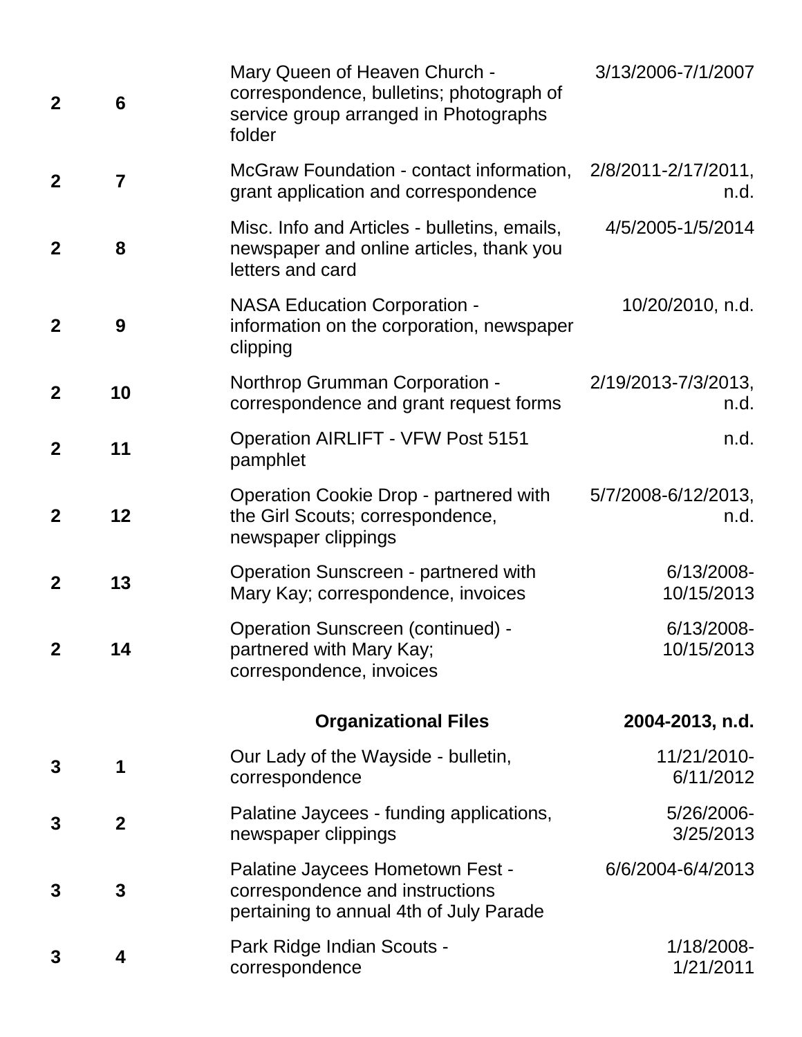| | | | |
|---|---|---|---|
| 2 | 6 | Mary Queen of Heaven Church - correspondence, bulletins; photograph of service group arranged in Photographs folder | 3/13/2006-7/1/2007 |
| 2 | 7 | McGraw Foundation - contact information, grant application and correspondence | 2/8/2011-2/17/2011, n.d. |
| 2 | 8 | Misc. Info and Articles - bulletins, emails, newspaper and online articles, thank you letters and card | 4/5/2005-1/5/2014 |
| 2 | 9 | NASA Education Corporation - information on the corporation, newspaper clipping | 10/20/2010, n.d. |
| 2 | 10 | Northrop Grumman Corporation - correspondence and grant request forms | 2/19/2013-7/3/2013, n.d. |
| 2 | 11 | Operation AIRLIFT - VFW Post 5151 pamphlet | n.d. |
| 2 | 12 | Operation Cookie Drop - partnered with the Girl Scouts; correspondence, newspaper clippings | 5/7/2008-6/12/2013, n.d. |
| 2 | 13 | Operation Sunscreen - partnered with Mary Kay; correspondence, invoices | 6/13/2008-10/15/2013 |
| 2 | 14 | Operation Sunscreen (continued) - partnered with Mary Kay; correspondence, invoices | 6/13/2008-10/15/2013 |
| | | **Organizational Files** | **2004-2013, n.d.** |
| 3 | 1 | Our Lady of the Wayside - bulletin, correspondence | 11/21/2010-6/11/2012 |
| 3 | 2 | Palatine Jaycees - funding applications, newspaper clippings | 5/26/2006-3/25/2013 |
| 3 | 3 | Palatine Jaycees Hometown Fest - correspondence and instructions pertaining to annual 4th of July Parade | 6/6/2004-6/4/2013 |
| 3 | 4 | Park Ridge Indian Scouts - correspondence | 1/18/2008-1/21/2011 |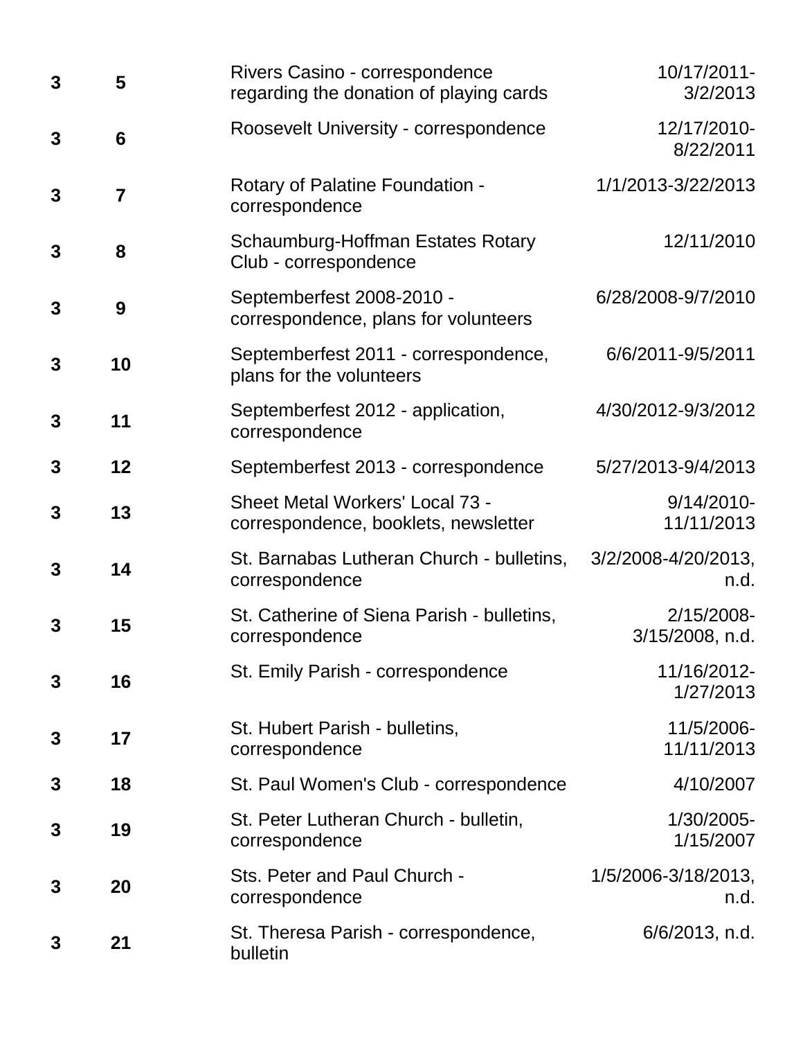| | | | |
|---|---|---|---|
| **3** | **5** | Rivers Casino - correspondence regarding the donation of playing cards | 10/17/2011-3/2/2013 |
| **3** | **6** | Roosevelt University - correspondence | 12/17/2010-8/22/2011 |
| **3** | **7** | Rotary of Palatine Foundation - correspondence | 1/1/2013-3/22/2013 |
| **3** | **8** | Schaumburg-Hoffman Estates Rotary Club - correspondence | 12/11/2010 |
| **3** | **9** | Septemberfest 2008-2010 - correspondence, plans for volunteers | 6/28/2008-9/7/2010 |
| **3** | **10** | Septemberfest 2011 - correspondence, plans for the volunteers | 6/6/2011-9/5/2011 |
| **3** | **11** | Septemberfest 2012 - application, correspondence | 4/30/2012-9/3/2012 |
| **3** | **12** | Septemberfest 2013 - correspondence | 5/27/2013-9/4/2013 |
| **3** | **13** | Sheet Metal Workers' Local 73 - correspondence, booklets, newsletter | 9/14/2010-11/11/2013 |
| **3** | **14** | St. Barnabas Lutheran Church - bulletins, correspondence | 3/2/2008-4/20/2013, n.d. |
| **3** | **15** | St. Catherine of Siena Parish - bulletins, correspondence | 2/15/2008-3/15/2008, n.d. |
| **3** | **16** | St. Emily Parish - correspondence | 11/16/2012-1/27/2013 |
| **3** | **17** | St. Hubert Parish - bulletins, correspondence | 11/5/2006-11/11/2013 |
| **3** | **18** | St. Paul Women's Club - correspondence | 4/10/2007 |
| **3** | **19** | St. Peter Lutheran Church - bulletin, correspondence | 1/30/2005-1/15/2007 |
| **3** | **20** | Sts. Peter and Paul Church - correspondence | 1/5/2006-3/18/2013, n.d. |
| **3** | **21** | St. Theresa Parish - correspondence, bulletin | 6/6/2013, n.d. |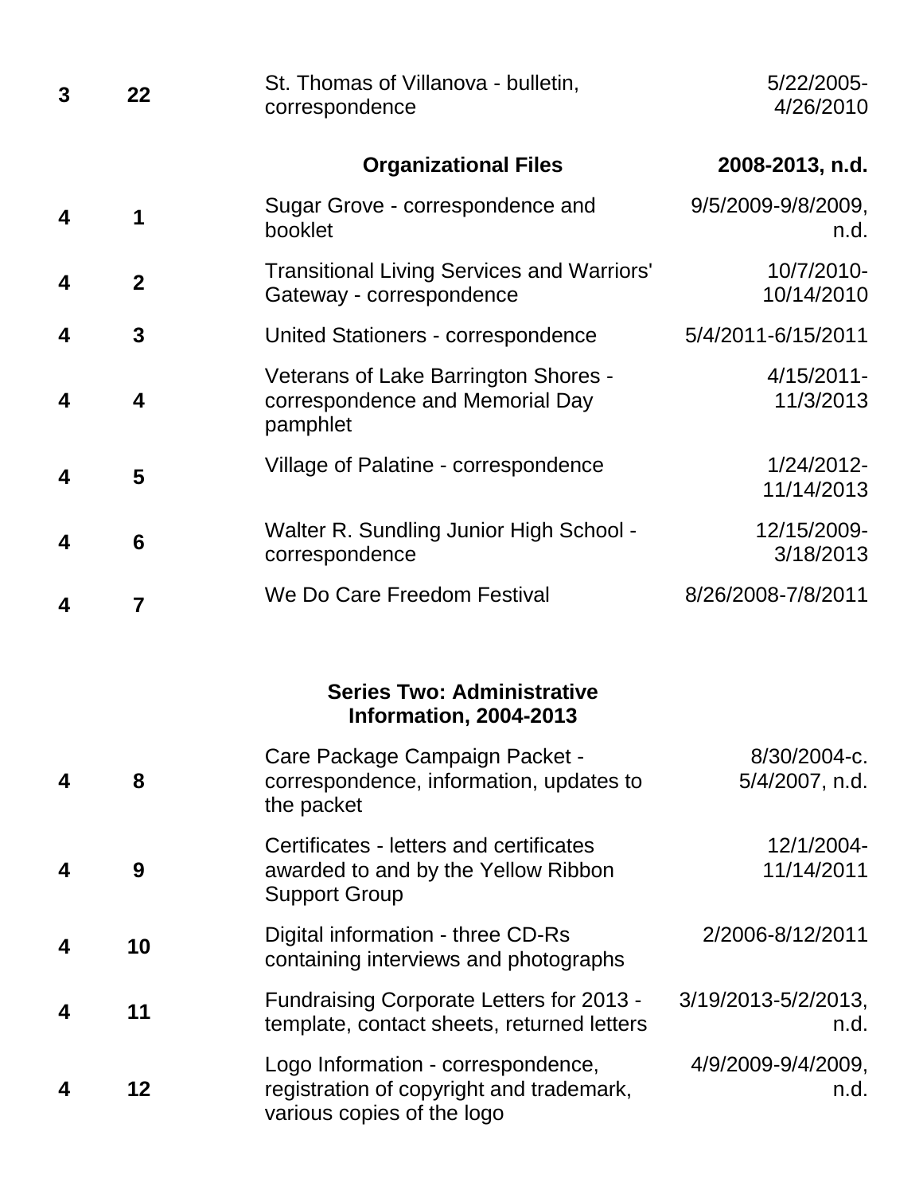| | | | |
|---|---|---|---|
| **3** | **22** | St. Thomas of Villanova - bulletin, correspondence | 5/22/2005-4/26/2010 |
| | | **Organizational Files** | **2008-2013, n.d.** |
| **4** | **1** | Sugar Grove - correspondence and booklet | 9/5/2009-9/8/2009, n.d. |
| **4** | **2** | Transitional Living Services and Warriors' Gateway - correspondence | 10/7/2010-10/14/2010 |
| **4** | **3** | United Stationers - correspondence | 5/4/2011-6/15/2011 |
| **4** | **4** | Veterans of Lake Barrington Shores - correspondence and Memorial Day pamphlet | 4/15/2011-11/3/2013 |
| **4** | **5** | Village of Palatine - correspondence | 1/24/2012-11/14/2013 |
| **4** | **6** | Walter R. Sundling Junior High School - correspondence | 12/15/2009-3/18/2013 |
| **4** | **7** | We Do Care Freedom Festival | 8/26/2008-7/8/2011 |

**Series Two: Administrative Information, 2004-2013**

| | | | |
|---|---|---|---|
| **4** | **8** | Care Package Campaign Packet - correspondence, information, updates to the packet | 8/30/2004-c. 5/4/2007, n.d. |
| **4** | **9** | Certificates - letters and certificates awarded to and by the Yellow Ribbon Support Group | 12/1/2004-11/14/2011 |
| **4** | **10** | Digital information - three CD-Rs containing interviews and photographs | 2/2006-8/12/2011 |
| **4** | **11** | Fundraising Corporate Letters for 2013 - template, contact sheets, returned letters | 3/19/2013-5/2/2013, n.d. |
| **4** | **12** | Logo Information - correspondence, registration of copyright and trademark, various copies of the logo | 4/9/2009-9/4/2009, n.d. |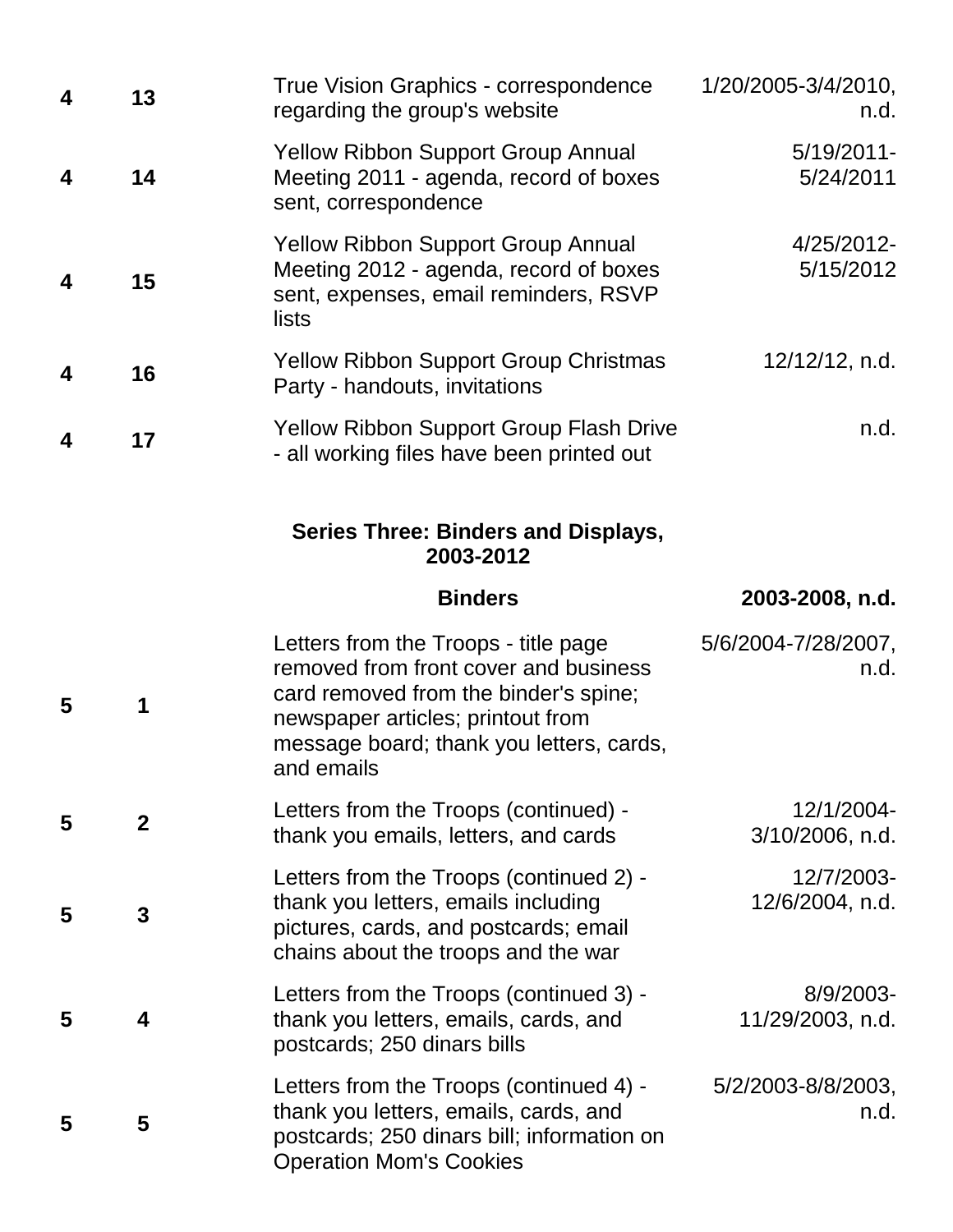| Box | Folder | Description | Date |
|---|---|---|---|
| 4 | 13 | True Vision Graphics - correspondence regarding the group's website | 1/20/2005-3/4/2010, n.d. |
| 4 | 14 | Yellow Ribbon Support Group Annual Meeting 2011 - agenda, record of boxes sent, correspondence | 5/19/2011-5/24/2011 |
| 4 | 15 | Yellow Ribbon Support Group Annual Meeting 2012 - agenda, record of boxes sent, expenses, email reminders, RSVP lists | 4/25/2012-5/15/2012 |
| 4 | 16 | Yellow Ribbon Support Group Christmas Party - handouts, invitations | 12/12/12, n.d. |
| 4 | 17 | Yellow Ribbon Support Group Flash Drive - all working files have been printed out | n.d. |

**Series Three: Binders and Displays, 2003-2012**

| Box | Folder | Description | Date |
|---|---|---|---|
| | | **Binders** | **2003-2008, n.d.** |
| 5 | 1 | Letters from the Troops - title page removed from front cover and business card removed from the binder's spine; newspaper articles; printout from message board; thank you letters, cards, and emails | 5/6/2004-7/28/2007, n.d. |
| 5 | 2 | Letters from the Troops (continued) - thank you emails, letters, and cards | 12/1/2004-3/10/2006, n.d. |
| 5 | 3 | Letters from the Troops (continued 2) - thank you letters, emails including pictures, cards, and postcards; email chains about the troops and the war | 12/7/2003-12/6/2004, n.d. |
| 5 | 4 | Letters from the Troops (continued 3) - thank you letters, emails, cards, and postcards; 250 dinars bills | 8/9/2003-11/29/2003, n.d. |
| 5 | 5 | Letters from the Troops (continued 4) - thank you letters, emails, cards, and postcards; 250 dinars bill; information on Operation Mom's Cookies | 5/2/2003-8/8/2003, n.d. |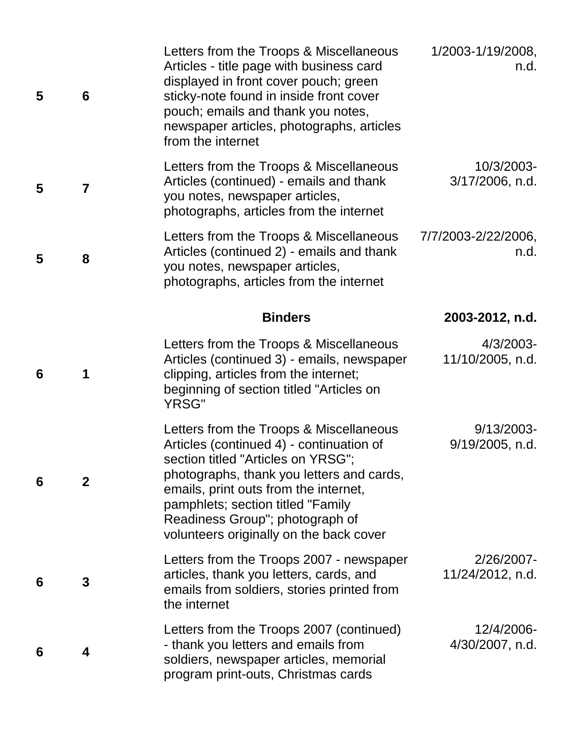| | | | |
|---|---|---|---|
| **5** | **6** | Letters from the Troops & Miscellaneous Articles - title page with business card displayed in front cover pouch; green sticky-note found in inside front cover pouch; emails and thank you notes, newspaper articles, photographs, articles from the internet | 1/2003-1/19/2008, n.d. |
| **5** | **7** | Letters from the Troops & Miscellaneous Articles (continued) - emails and thank you notes, newspaper articles, photographs, articles from the internet | 10/3/2003-3/17/2006, n.d. |
| **5** | **8** | Letters from the Troops & Miscellaneous Articles (continued 2) - emails and thank you notes, newspaper articles, photographs, articles from the internet | 7/7/2003-2/22/2006, n.d. |
| | | **Binders** | **2003-2012, n.d.** |
| **6** | **1** | Letters from the Troops & Miscellaneous Articles (continued 3) - emails, newspaper clipping, articles from the internet; beginning of section titled "Articles on YRSG" | 4/3/2003-11/10/2005, n.d. |
| **6** | **2** | Letters from the Troops & Miscellaneous Articles (continued 4) - continuation of section titled "Articles on YRSG"; photographs, thank you letters and cards, emails, print outs from the internet, pamphlets; section titled "Family Readiness Group"; photograph of volunteers originally on the back cover | 9/13/2003-9/19/2005, n.d. |
| **6** | **3** | Letters from the Troops 2007 - newspaper articles, thank you letters, cards, and emails from soldiers, stories printed from the internet | 2/26/2007-11/24/2012, n.d. |
| **6** | **4** | Letters from the Troops 2007 (continued) - thank you letters and emails from soldiers, newspaper articles, memorial program print-outs, Christmas cards | 12/4/2006-4/30/2007, n.d. |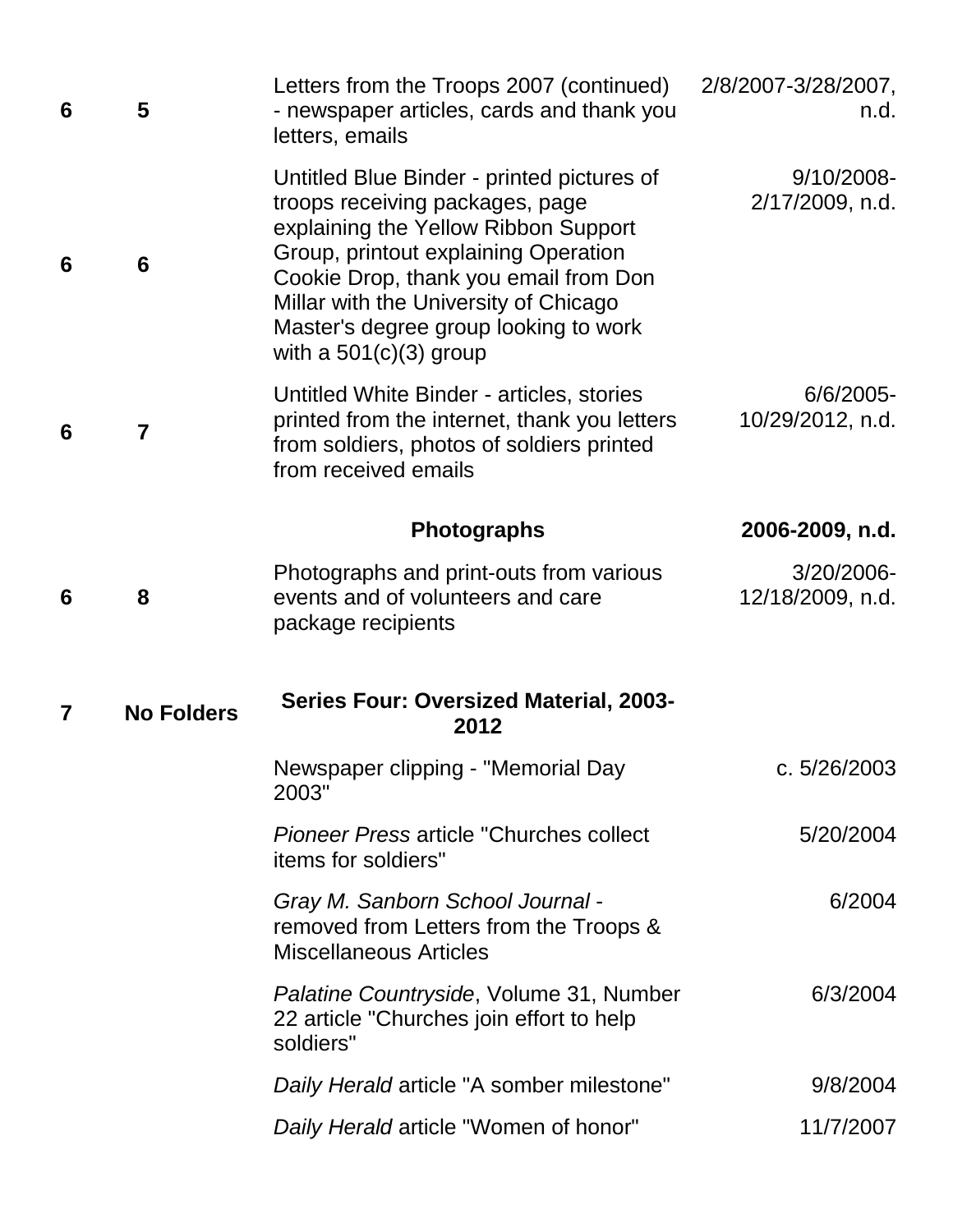| | | | |
|---|---|---|---|
| **6** | **5** | Letters from the Troops 2007 (continued) - newspaper articles, cards and thank you letters, emails | 2/8/2007-3/28/2007, n.d. |
| **6** | **6** | Untitled Blue Binder - printed pictures of troops receiving packages, page explaining the Yellow Ribbon Support Group, printout explaining Operation Cookie Drop, thank you email from Don Millar with the University of Chicago Master's degree group looking to work with a 501(c)(3) group | 9/10/2008-2/17/2009, n.d. |
| **6** | **7** | Untitled White Binder - articles, stories printed from the internet, thank you letters from soldiers, photos of soldiers printed from received emails | 6/6/2005-10/29/2012, n.d. |
| | | **Photographs** | **2006-2009, n.d.** |
| **6** | **8** | Photographs and print-outs from various events and of volunteers and care package recipients | 3/20/2006-12/18/2009, n.d. |
| **7** | **No Folders** | **Series Four: Oversized Material, 2003-2012** | |
| | | Newspaper clipping - "Memorial Day 2003" | c. 5/26/2003 |
| | | *Pioneer Press* article "Churches collect items for soldiers" | 5/20/2004 |
| | | *Gray M. Sanborn School Journal* - removed from Letters from the Troops & Miscellaneous Articles | 6/2004 |
| | | *Palatine Countryside*, Volume 31, Number 22 article "Churches join effort to help soldiers" | 6/3/2004 |
| | | *Daily Herald* article "A somber milestone" | 9/8/2004 |
| | | *Daily Herald* article "Women of honor" | 11/7/2007 |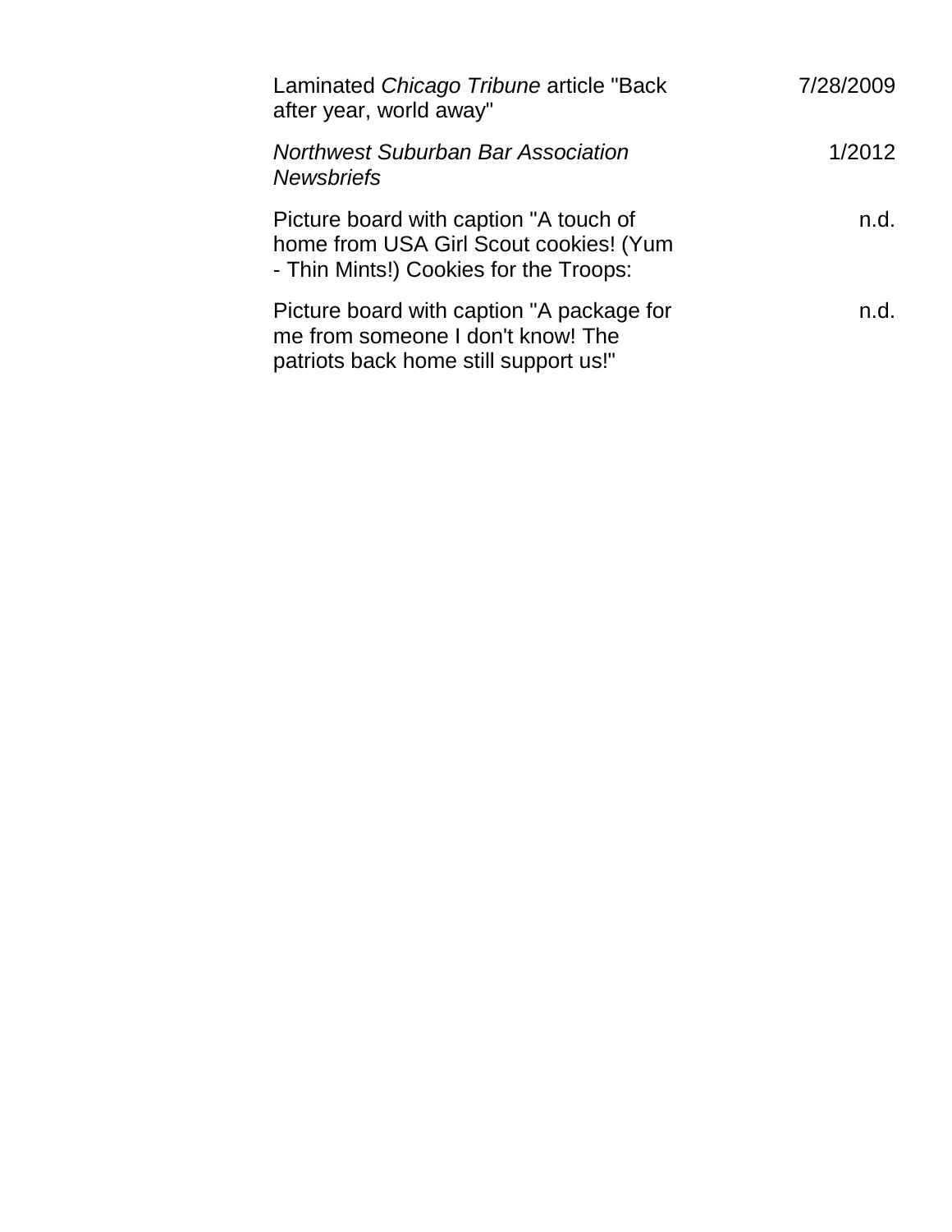| | |
|---|---|
| Laminated *Chicago Tribune* article "Back after year, world away" | 7/28/2009 |
| *Northwest Suburban Bar Association Newsbriefs* | 1/2012 |
| Picture board with caption "A touch of home from USA Girl Scout cookies! (Yum - Thin Mints!) Cookies for the Troops: | n.d. |
| Picture board with caption "A package for me from someone I don't know! The patriots back home still support us!" | n.d. |